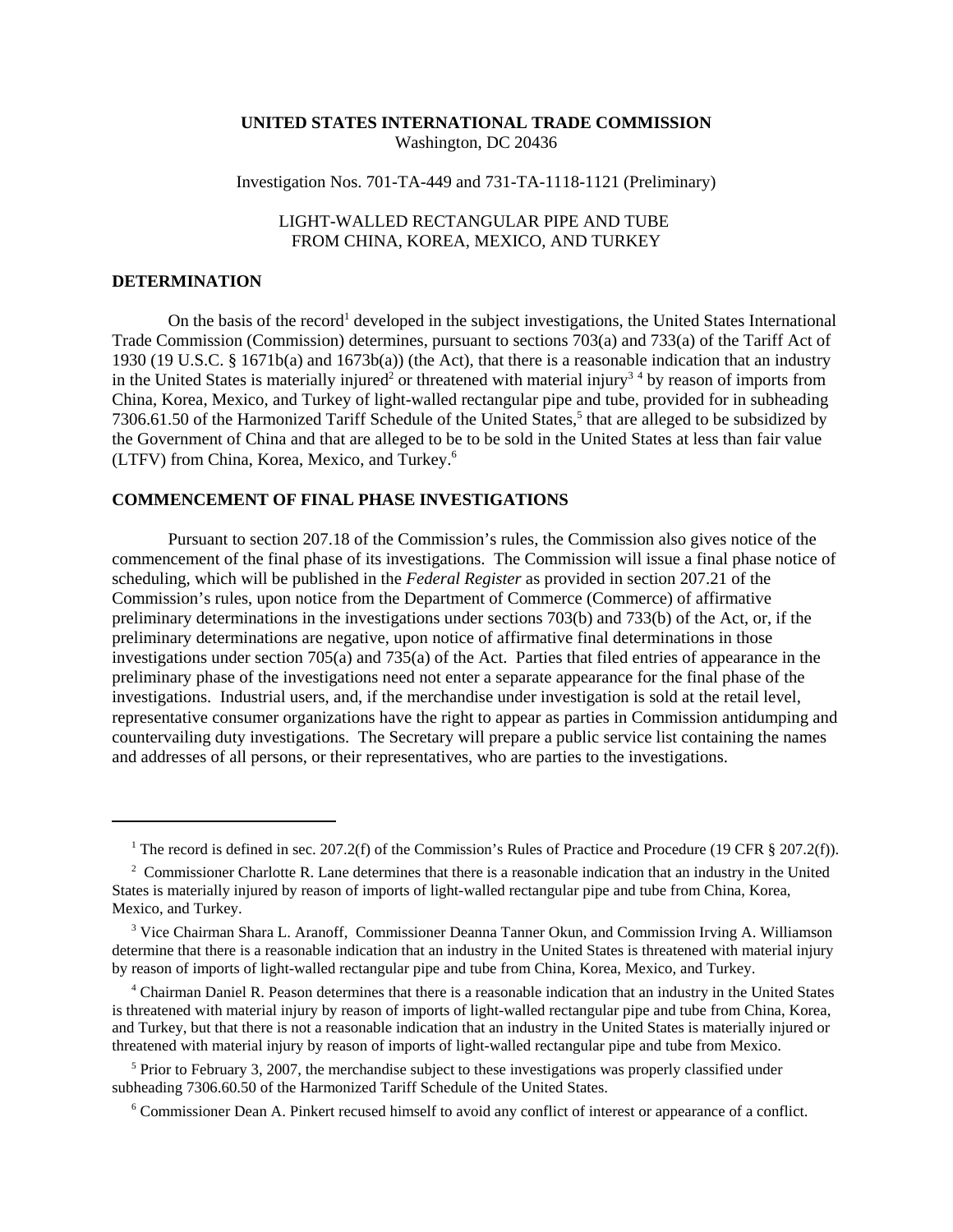**UNITED STATES INTERNATIONAL TRADE COMMISSION**
Washington, DC 20436

Investigation Nos. 701-TA-449 and 731-TA-1118-1121 (Preliminary)

LIGHT-WALLED RECTANGULAR PIPE AND TUBE
FROM CHINA, KOREA, MEXICO, AND TURKEY

## DETERMINATION

On the basis of the record[1] developed in the subject investigations, the United States International Trade Commission (Commission) determines, pursuant to sections 703(a) and 733(a) of the Tariff Act of 1930 (19 U.S.C. § 1671b(a) and 1673b(a)) (the Act), that there is a reasonable indication that an industry in the United States is materially injured[2] or threatened with material injury[3] [4] by reason of imports from China, Korea, Mexico, and Turkey of light-walled rectangular pipe and tube, provided for in subheading 7306.61.50 of the Harmonized Tariff Schedule of the United States,[5] that are alleged to be subsidized by the Government of China and that are alleged to be to be sold in the United States at less than fair value (LTFV) from China, Korea, Mexico, and Turkey.[6]

## COMMENCEMENT OF FINAL PHASE INVESTIGATIONS

Pursuant to section 207.18 of the Commission's rules, the Commission also gives notice of the commencement of the final phase of its investigations. The Commission will issue a final phase notice of scheduling, which will be published in the *Federal Register* as provided in section 207.21 of the Commission's rules, upon notice from the Department of Commerce (Commerce) of affirmative preliminary determinations in the investigations under sections 703(b) and 733(b) of the Act, or, if the preliminary determinations are negative, upon notice of affirmative final determinations in those investigations under section 705(a) and 735(a) of the Act. Parties that filed entries of appearance in the preliminary phase of the investigations need not enter a separate appearance for the final phase of the investigations. Industrial users, and, if the merchandise under investigation is sold at the retail level, representative consumer organizations have the right to appear as parties in Commission antidumping and countervailing duty investigations. The Secretary will prepare a public service list containing the names and addresses of all persons, or their representatives, who are parties to the investigations.

---

[1] The record is defined in sec. 207.2(f) of the Commission's Rules of Practice and Procedure (19 CFR § 207.2(f)).

[2] Commissioner Charlotte R. Lane determines that there is a reasonable indication that an industry in the United States is materially injured by reason of imports of light-walled rectangular pipe and tube from China, Korea, Mexico, and Turkey.

[3] Vice Chairman Shara L. Aranoff, Commissioner Deanna Tanner Okun, and Commission Irving A. Williamson determine that there is a reasonable indication that an industry in the United States is threatened with material injury by reason of imports of light-walled rectangular pipe and tube from China, Korea, Mexico, and Turkey.

[4] Chairman Daniel R. Peason determines that there is a reasonable indication that an industry in the United States is threatened with material injury by reason of imports of light-walled rectangular pipe and tube from China, Korea, and Turkey, but that there is not a reasonable indication that an industry in the United States is materially injured or threatened with material injury by reason of imports of light-walled rectangular pipe and tube from Mexico.

[5] Prior to February 3, 2007, the merchandise subject to these investigations was properly classified under subheading 7306.60.50 of the Harmonized Tariff Schedule of the United States.

[6] Commissioner Dean A. Pinkert recused himself to avoid any conflict of interest or appearance of a conflict.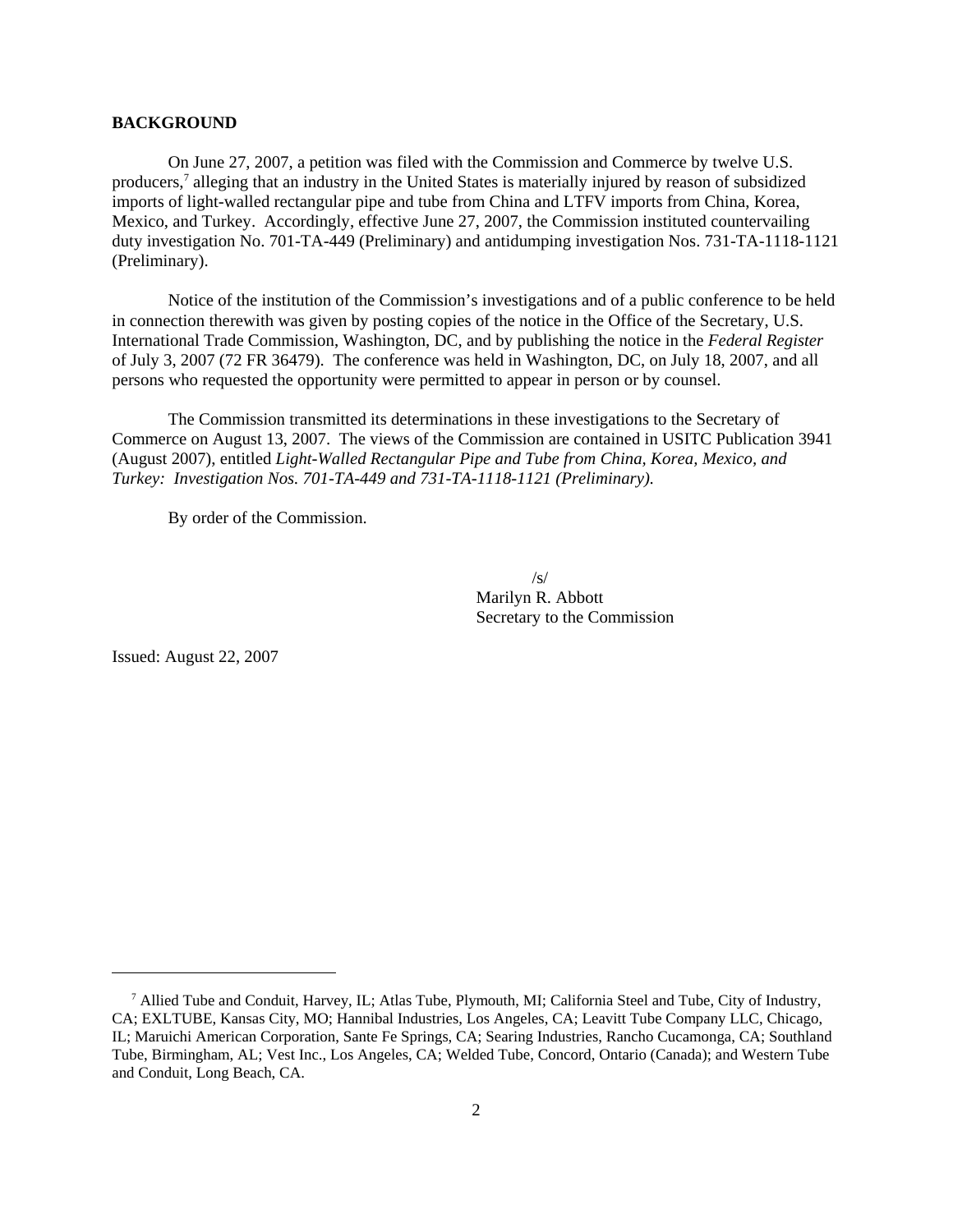**BACKGROUND**

On June 27, 2007, a petition was filed with the Commission and Commerce by twelve U.S. producers,[7] alleging that an industry in the United States is materially injured by reason of subsidized imports of light-walled rectangular pipe and tube from China and LTFV imports from China, Korea, Mexico, and Turkey. Accordingly, effective June 27, 2007, the Commission instituted countervailing duty investigation No. 701-TA-449 (Preliminary) and antidumping investigation Nos. 731-TA-1118-1121 (Preliminary).

Notice of the institution of the Commission's investigations and of a public conference to be held in connection therewith was given by posting copies of the notice in the Office of the Secretary, U.S. International Trade Commission, Washington, DC, and by publishing the notice in the *Federal Register* of July 3, 2007 (72 FR 36479). The conference was held in Washington, DC, on July 18, 2007, and all persons who requested the opportunity were permitted to appear in person or by counsel.

The Commission transmitted its determinations in these investigations to the Secretary of Commerce on August 13, 2007. The views of the Commission are contained in USITC Publication 3941 (August 2007), entitled *Light-Walled Rectangular Pipe and Tube from China, Korea, Mexico, and Turkey: Investigation Nos. 701-TA-449 and 731-TA-1118-1121 (Preliminary).*

By order of the Commission.

/s/
Marilyn R. Abbott
Secretary to the Commission

Issued: August 22, 2007

---

[7] Allied Tube and Conduit, Harvey, IL; Atlas Tube, Plymouth, MI; California Steel and Tube, City of Industry, CA; EXLTUBE, Kansas City, MO; Hannibal Industries, Los Angeles, CA; Leavitt Tube Company LLC, Chicago, IL; Maruichi American Corporation, Sante Fe Springs, CA; Searing Industries, Rancho Cucamonga, CA; Southland Tube, Birmingham, AL; Vest Inc., Los Angeles, CA; Welded Tube, Concord, Ontario (Canada); and Western Tube and Conduit, Long Beach, CA.